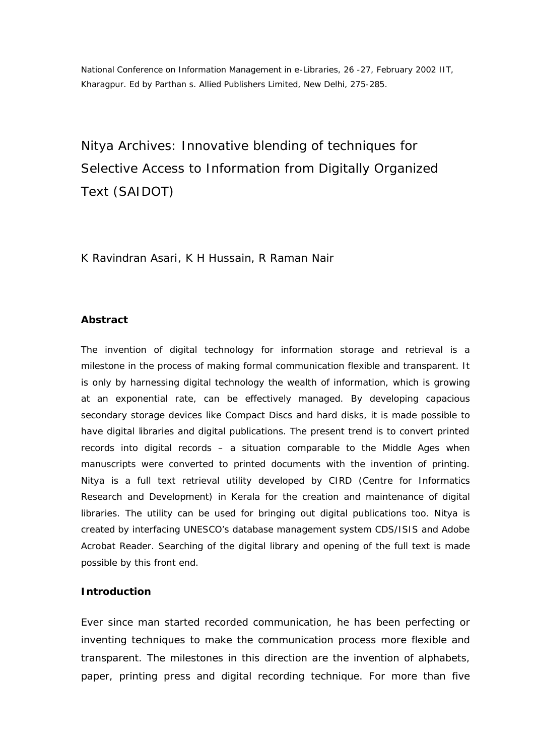National Conference on Information Management in e-Libraries, 26 -27, February 2002 IIT, Kharagpur. Ed by Parthan s. Allied Publishers Limited, New Delhi, 275-285.

# Nitya Archives: Innovative blending of techniques for Selective Access to Information from Digitally Organized Text (SAIDOT)

K Ravindran Asari, K H Hussain, R Raman Nair

## Abstract

The invention of digital technology for information storage and retrieval is a milestone in the process of making formal communication flexible and transparent. It is only by harnessing digital technology the wealth of information, which is growing at an exponential rate, can be effectively managed. By developing capacious secondary storage devices like Compact Discs and hard disks, it is made possible to have digital libraries and digital publications. The present trend is to convert printed records into digital records – a situation comparable to the Middle Ages when manuscripts were converted to printed documents with the invention of printing. Nitya is a full text retrieval utility developed by CIRD (Centre for Informatics Research and Development) in Kerala for the creation and maintenance of digital libraries. The utility can be used for bringing out digital publications too. Nitya is created by interfacing UNESCO's database management system CDS/ISIS and Adobe Acrobat Reader. Searching of the digital library and opening of the full text is made possible by this front end.

## Introduction

Ever since man started recorded communication, he has been perfecting or inventing techniques to make the communication process more flexible and transparent. The milestones in this direction are the invention of alphabets, paper, printing press and digital recording technique. For more than five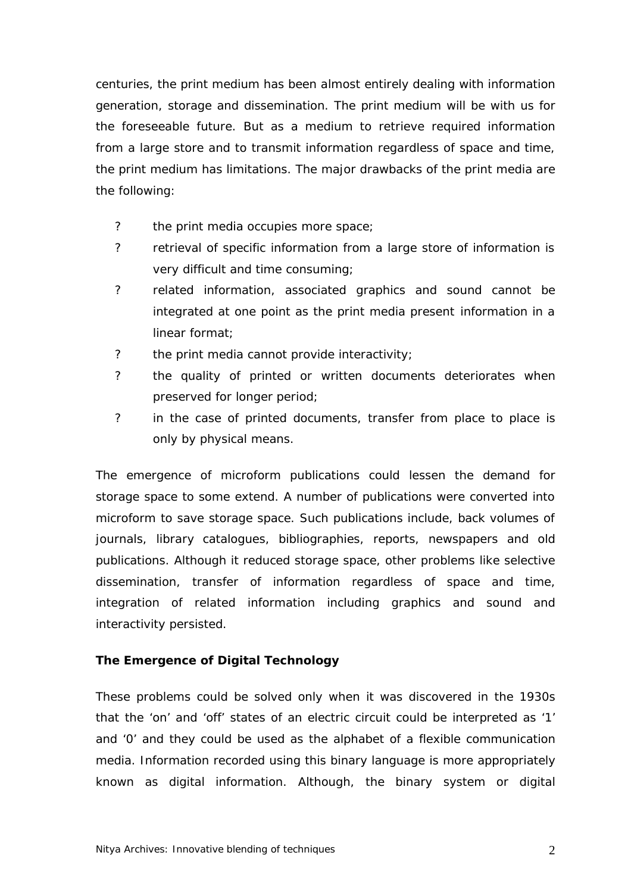centuries, the print medium has been almost entirely dealing with information generation, storage and dissemination. The print medium will be with us for the foreseeable future. But as a medium to retrieve required information from a large store and to transmit information regardless of space and time, the print medium has limitations. The major drawbacks of the print media are the following:

- the print media occupies more space;
- retrieval of specific information from a large store of information is very difficult and time consuming;
- related information, associated graphics and sound cannot be integrated at one point as the print media present information in a linear format;
- the print media cannot provide interactivity;
- the quality of printed or written documents deteriorates when preserved for longer period;
- in the case of printed documents, transfer from place to place is only by physical means.

The emergence of microform publications could lessen the demand for storage space to some extend. A number of publications were converted into microform to save storage space. Such publications include, back volumes of journals, library catalogues, bibliographies, reports, newspapers and old publications. Although it reduced storage space, other problems like selective dissemination, transfer of information regardless of space and time, integration of related information including graphics and sound and interactivity persisted.

**The Emergence of Digital Technology**

These problems could be solved only when it was discovered in the 1930s that the 'on' and 'off' states of an electric circuit could be interpreted as '1' and '0' and they could be used as the alphabet of a flexible communication media. Information recorded using this binary language is more appropriately known as digital information. Although, the binary system or digital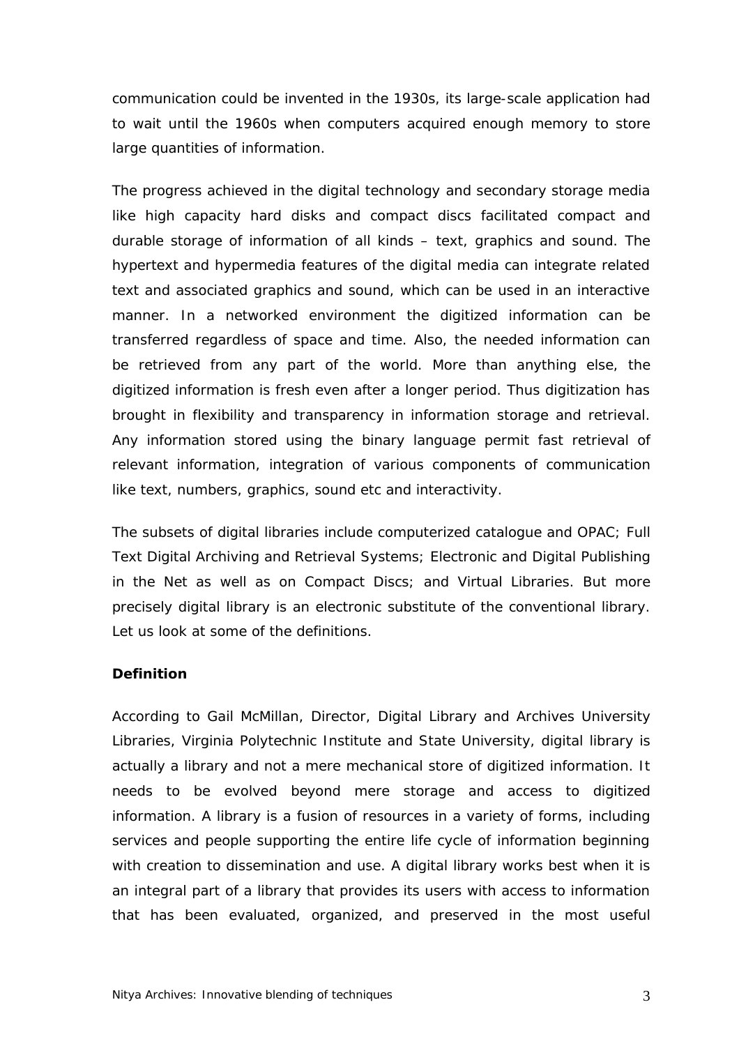communication could be invented in the 1930s, its large-scale application had to wait until the 1960s when computers acquired enough memory to store large quantities of information.

The progress achieved in the digital technology and secondary storage media like high capacity hard disks and compact discs facilitated compact and durable storage of information of all kinds – text, graphics and sound. The hypertext and hypermedia features of the digital media can integrate related text and associated graphics and sound, which can be used in an interactive manner. In a networked environment the digitized information can be transferred regardless of space and time. Also, the needed information can be retrieved from any part of the world. More than anything else, the digitized information is fresh even after a longer period. Thus digitization has brought in flexibility and transparency in information storage and retrieval. Any information stored using the binary language permit fast retrieval of relevant information, integration of various components of communication like text, numbers, graphics, sound etc and interactivity.

The subsets of digital libraries include computerized catalogue and OPAC; Full Text Digital Archiving and Retrieval Systems; Electronic and Digital Publishing in the Net as well as on Compact Discs; and Virtual Libraries. But more precisely digital library is an electronic substitute of the conventional library. Let us look at some of the definitions.

**Definition**

According to Gail McMillan, Director, Digital Library and Archives University Libraries, Virginia Polytechnic Institute and State University, digital library is actually a library and not a mere mechanical store of digitized information. It needs to be evolved beyond mere storage and access to digitized information. A library is a fusion of resources in a variety of forms, including services and people supporting the entire life cycle of information beginning with creation to dissemination and use. A digital library works best when it is an integral part of a library that provides its users with access to information that has been evaluated, organized, and preserved in the most useful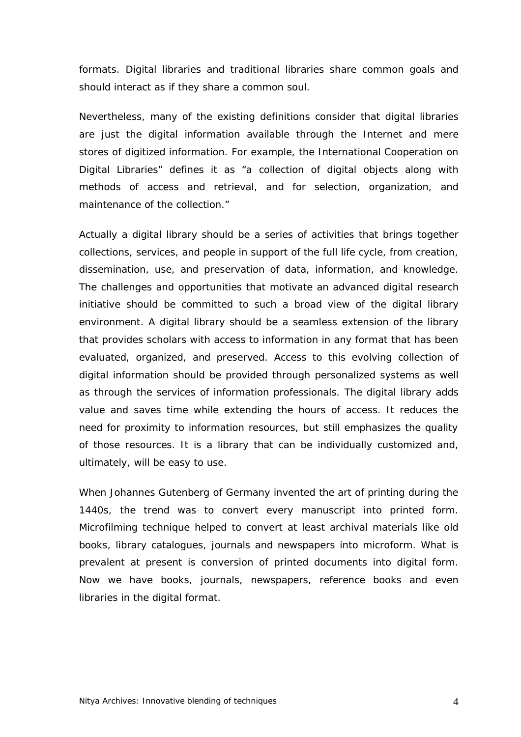formats. Digital libraries and traditional libraries share common goals and should interact as if they share a common soul.

Nevertheless, many of the existing definitions consider that digital libraries are just the digital information available through the Internet and mere stores of digitized information. For example, the International Cooperation on Digital Libraries" defines it as "a collection of digital objects along with methods of access and retrieval, and for selection, organization, and maintenance of the collection."

Actually a digital library should be a series of activities that brings together collections, services, and people in support of the full life cycle, from creation, dissemination, use, and preservation of data, information, and knowledge. The challenges and opportunities that motivate an advanced digital research initiative should be committed to such a broad view of the digital library environment. A digital library should be a seamless extension of the library that provides scholars with access to information in any format that has been evaluated, organized, and preserved. Access to this evolving collection of digital information should be provided through personalized systems as well as through the services of information professionals. The digital library adds value and saves time while extending the hours of access. It reduces the need for proximity to information resources, but still emphasizes the quality of those resources. It is a library that can be individually customized and, ultimately, will be easy to use.

When Johannes Gutenberg of Germany invented the art of printing during the 1440s, the trend was to convert every manuscript into printed form. Microfilming technique helped to convert at least archival materials like old books, library catalogues, journals and newspapers into microform. What is prevalent at present is conversion of printed documents into digital form. Now we have books, journals, newspapers, reference books and even libraries in the digital format.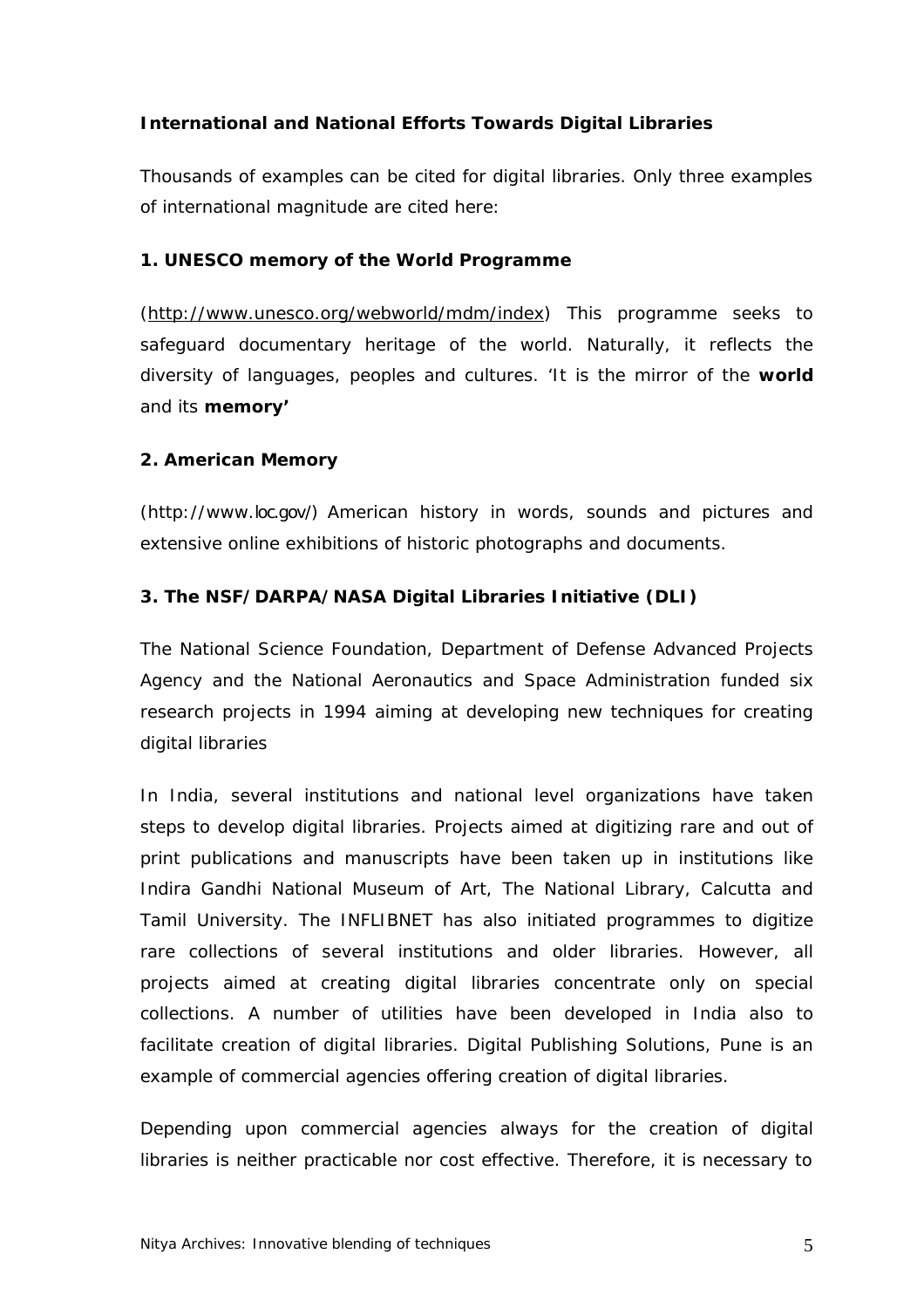## International and National Efforts Towards Digital Libraries

Thousands of examples can be cited for digital libraries. Only three examples of international magnitude are cited here:

### 1. UNESCO memory of the World Programme

(http://www.unesco.org/webworld/mdm/index) This programme seeks to safeguard documentary heritage of the world. Naturally, it reflects the diversity of languages, peoples and cultures. 'It is the mirror of the **world** and its **memory'**

### 2. American Memory

(http://www.loc.gov/) American history in words, sounds and pictures and extensive online exhibitions of historic photographs and documents.

### 3. The NSF/DARPA/NASA Digital Libraries Initiative (DLI)

The National Science Foundation, Department of Defense Advanced Projects Agency and the National Aeronautics and Space Administration funded six research projects in 1994 aiming at developing new techniques for creating digital libraries

In India, several institutions and national level organizations have taken steps to develop digital libraries. Projects aimed at digitizing rare and out of print publications and manuscripts have been taken up in institutions like Indira Gandhi National Museum of Art, The National Library, Calcutta and Tamil University. The INFLIBNET has also initiated programmes to digitize rare collections of several institutions and older libraries. However, all projects aimed at creating digital libraries concentrate only on special collections. A number of utilities have been developed in India also to facilitate creation of digital libraries. Digital Publishing Solutions, Pune is an example of commercial agencies offering creation of digital libraries.

Depending upon commercial agencies always for the creation of digital libraries is neither practicable nor cost effective. Therefore, it is necessary to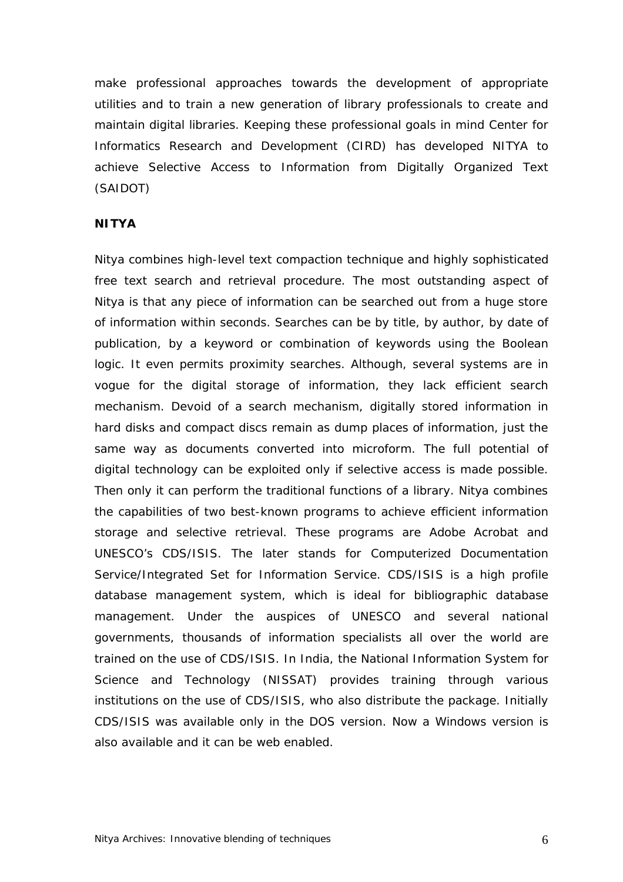make professional approaches towards the development of appropriate utilities and to train a new generation of library professionals to create and maintain digital libraries. Keeping these professional goals in mind Center for Informatics Research and Development (CIRD) has developed NITYA to achieve Selective Access to Information from Digitally Organized Text (SAIDOT)

**NITYA**

Nitya combines high-level text compaction technique and highly sophisticated free text search and retrieval procedure. The most outstanding aspect of Nitya is that any piece of information can be searched out from a huge store of information within seconds. Searches can be by title, by author, by date of publication, by a keyword or combination of keywords using the Boolean logic. It even permits proximity searches. Although, several systems are in vogue for the digital storage of information, they lack efficient search mechanism. Devoid of a search mechanism, digitally stored information in hard disks and compact discs remain as dump places of information, just the same way as documents converted into microform. The full potential of digital technology can be exploited only if selective access is made possible. Then only it can perform the traditional functions of a library. Nitya combines the capabilities of two best-known programs to achieve efficient information storage and selective retrieval. These programs are Adobe Acrobat and UNESCO's CDS/ISIS. The later stands for Computerized Documentation Service/Integrated Set for Information Service. CDS/ISIS is a high profile database management system, which is ideal for bibliographic database management. Under the auspices of UNESCO and several national governments, thousands of information specialists all over the world are trained on the use of CDS/ISIS. In India, the National Information System for Science and Technology (NISSAT) provides training through various institutions on the use of CDS/ISIS, who also distribute the package. Initially CDS/ISIS was available only in the DOS version. Now a Windows version is also available and it can be web enabled.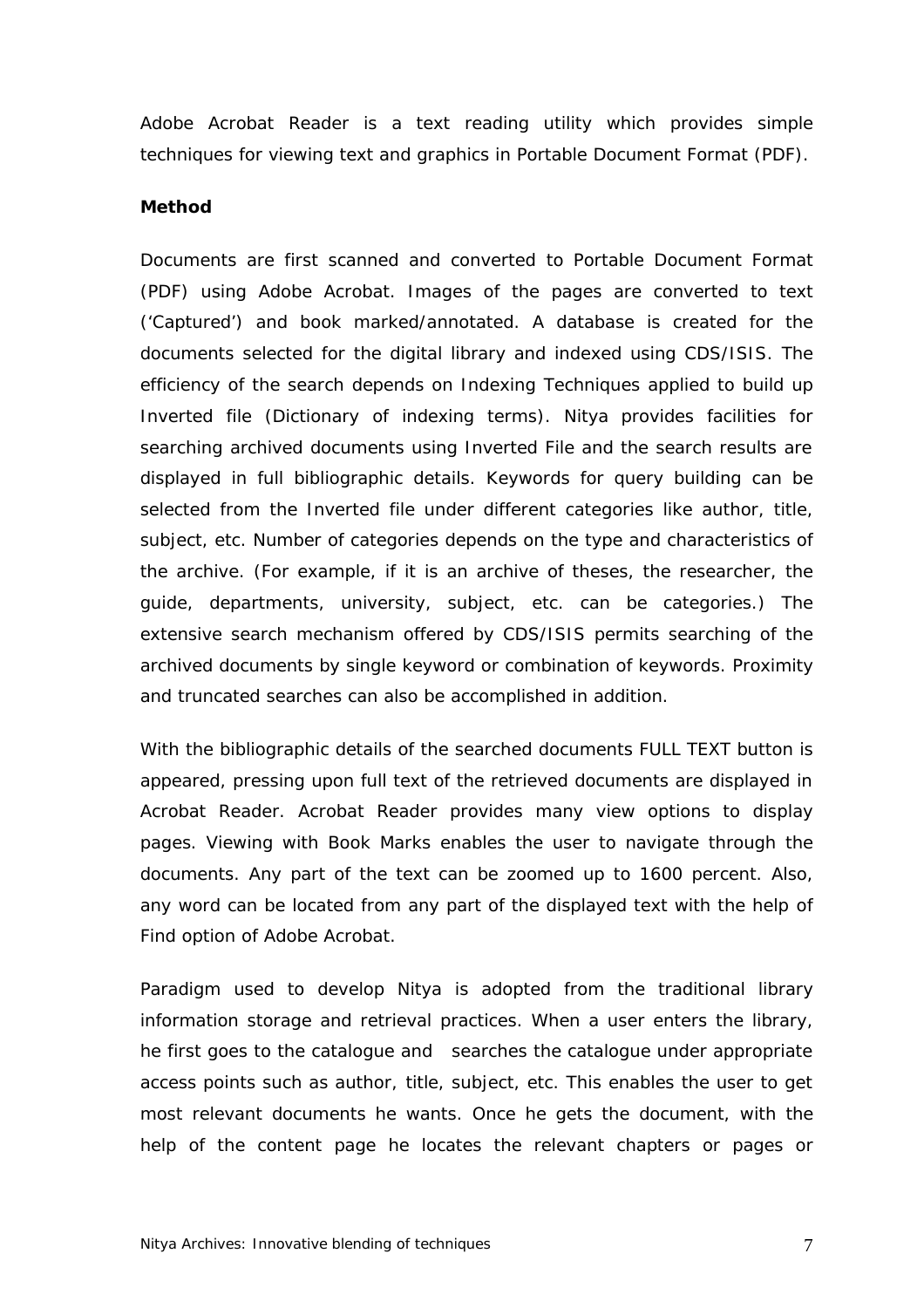Adobe Acrobat Reader is a text reading utility which provides simple techniques for viewing text and graphics in Portable Document Format (PDF).

**Method**

Documents are first scanned and converted to Portable Document Format (PDF) using Adobe Acrobat. Images of the pages are converted to text ('Captured') and book marked/annotated. A database is created for the documents selected for the digital library and indexed using CDS/ISIS. The efficiency of the search depends on Indexing Techniques applied to build up Inverted file (Dictionary of indexing terms). Nitya provides facilities for searching archived documents using Inverted File and the search results are displayed in full bibliographic details. Keywords for query building can be selected from the Inverted file under different categories like author, title, subject, etc. Number of categories depends on the type and characteristics of the archive. (For example, if it is an archive of theses, the researcher, the guide, departments, university, subject, etc. can be categories.) The extensive search mechanism offered by CDS/ISIS permits searching of the archived documents by single keyword or combination of keywords. Proximity and truncated searches can also be accomplished in addition.

With the bibliographic details of the searched documents FULL TEXT button is appeared, pressing upon full text of the retrieved documents are displayed in Acrobat Reader. Acrobat Reader provides many view options to display pages. Viewing with Book Marks enables the user to navigate through the documents. Any part of the text can be zoomed up to 1600 percent. Also, any word can be located from any part of the displayed text with the help of Find option of Adobe Acrobat.

Paradigm used to develop Nitya is adopted from the traditional library information storage and retrieval practices. When a user enters the library, he first goes to the catalogue and searches the catalogue under appropriate access points such as author, title, subject, etc. This enables the user to get most relevant documents he wants. Once he gets the document, with the help of the content page he locates the relevant chapters or pages or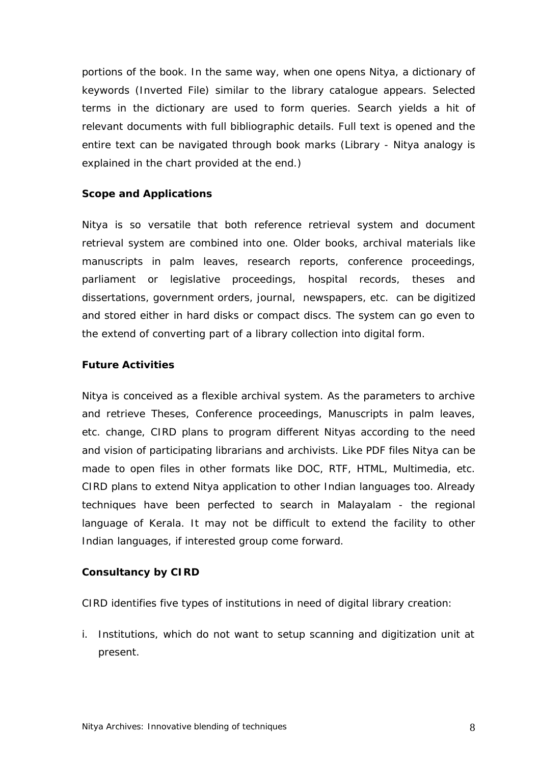portions of the book. In the same way, when one opens Nitya, a dictionary of keywords (Inverted File) similar to the library catalogue appears. Selected terms in the dictionary are used to form queries. Search yields a hit of relevant documents with full bibliographic details. Full text is opened and the entire text can be navigated through book marks (Library - Nitya analogy is explained in the chart provided at the end.)

**Scope and Applications**

Nitya is so versatile that both reference retrieval system and document retrieval system are combined into one. Older books, archival materials like manuscripts in palm leaves, research reports, conference proceedings, parliament or legislative proceedings, hospital records, theses and dissertations, government orders, journal, newspapers, etc. can be digitized and stored either in hard disks or compact discs. The system can go even to the extend of converting part of a library collection into digital form.

**Future Activities**

Nitya is conceived as a flexible archival system. As the parameters to archive and retrieve Theses, Conference proceedings, Manuscripts in palm leaves, etc. change, CIRD plans to program different Nityas according to the need and vision of participating librarians and archivists. Like PDF files Nitya can be made to open files in other formats like DOC, RTF, HTML, Multimedia, etc. CIRD plans to extend Nitya application to other Indian languages too. Already techniques have been perfected to search in Malayalam - the regional language of Kerala. It may not be difficult to extend the facility to other Indian languages, if interested group come forward.

**Consultancy by CIRD**

CIRD identifies five types of institutions in need of digital library creation:

i. Institutions, which do not want to setup scanning and digitization unit at present.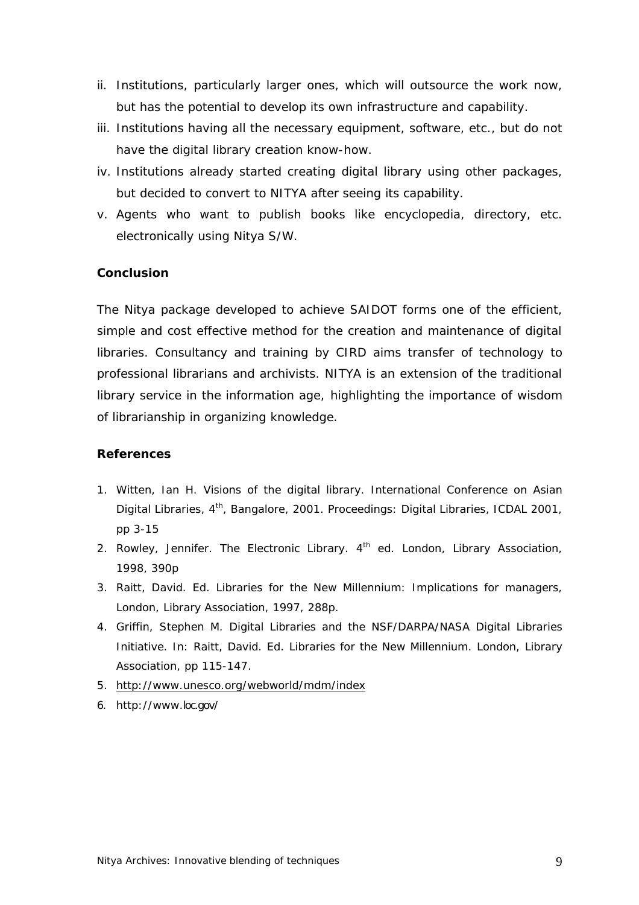ii. Institutions, particularly larger ones, which will outsource the work now, but has the potential to develop its own infrastructure and capability.
iii. Institutions having all the necessary equipment, software, etc., but do not have the digital library creation know-how.
iv. Institutions already started creating digital library using other packages, but decided to convert to NITYA after seeing its capability.
v. Agents who want to publish books like encyclopedia, directory, etc. electronically using Nitya S/W.

**Conclusion**

The Nitya package developed to achieve SAIDOT forms one of the efficient, simple and cost effective method for the creation and maintenance of digital libraries. Consultancy and training by CIRD aims transfer of technology to professional librarians and archivists. NITYA is an extension of the traditional library service in the information age, highlighting the importance of wisdom of librarianship in organizing knowledge.

**References**

1. Witten, Ian H. Visions of the digital library. International Conference on Asian Digital Libraries, 4th, Bangalore, 2001. Proceedings: Digital Libraries, ICDAL 2001, pp 3-15
2. Rowley, Jennifer. The Electronic Library. 4th ed. London, Library Association, 1998, 390p
3. Raitt, David. Ed. Libraries for the New Millennium: Implications for managers, London, Library Association, 1997, 288p.
4. Griffin, Stephen M. Digital Libraries and the NSF/DARPA/NASA Digital Libraries Initiative. In: Raitt, David. Ed. Libraries for the New Millennium. London, Library Association, pp 115-147.
5. http://www.unesco.org/webworld/mdm/index
6. http://www.loc.gov/